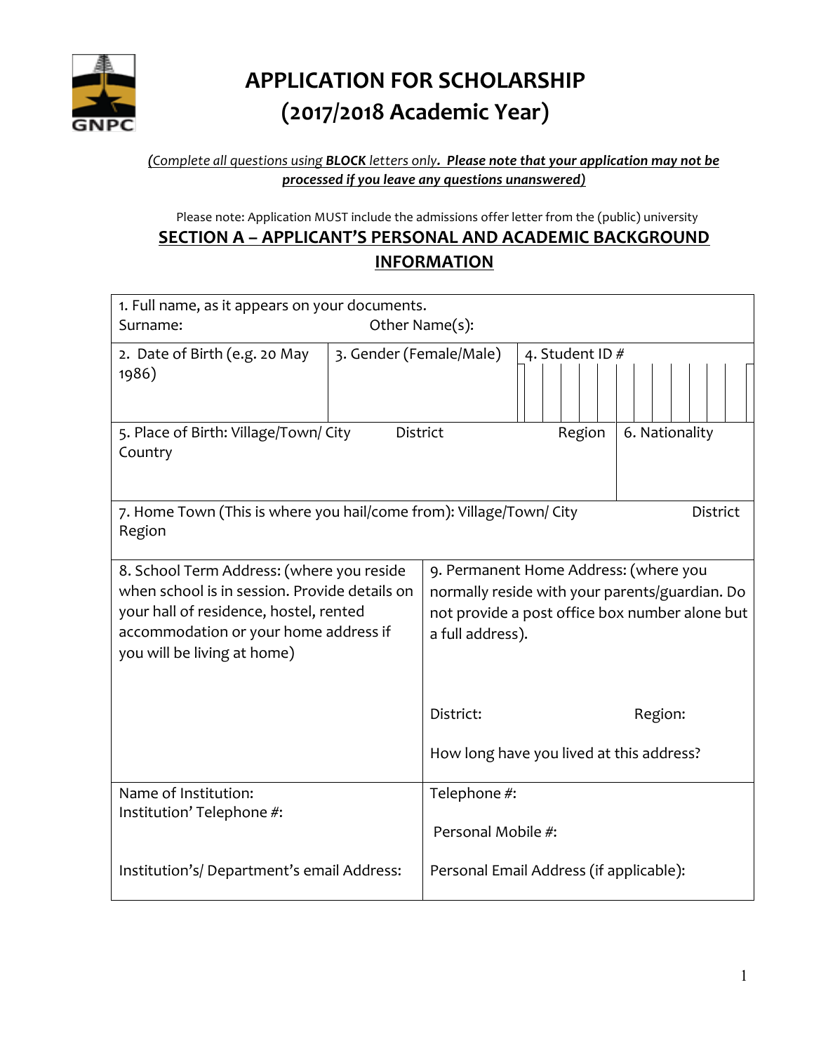# APPLICATION FOR SCHOLARSHIP (2017/2018 Academic Year)

*(Complete all questions using* ***BLOCK*** *letters only.* ***Please note that your application may not be processed if you leave any questions unanswered)***

Please note: Application MUST include the admissions offer letter from the (public) university

## SECTION A – APPLICANT'S PERSONAL AND ACADEMIC BACKGROUND INFORMATION

| | | |
|---|---|---|
| 1. Full name, as it appears on your documents.<br>Surname: Other Name(s): | | |
| 2. Date of Birth (e.g. 20 May 1986) | 3. Gender (Female/Male) | 4. Student ID # |
| 5. Place of Birth: Village/Town/ City District Region Country | | 6. Nationality |
| 7. Home Town (This is where you hail/come from): Village/Town/ City District Region | | |
| 8. School Term Address: (where you reside when school is in session. Provide details on your hall of residence, hostel, rented accommodation or your home address if you will be living at home) | 9. Permanent Home Address: (where you normally reside with your parents/guardian. Do not provide a post office box number alone but a full address).<br><br>District: Region:<br><br>How long have you lived at this address? | |
| Name of Institution:<br>Institution' Telephone #:<br><br>Institution's/ Department's email Address: | Telephone #:<br><br>Personal Mobile #:<br><br>Personal Email Address (if applicable): | |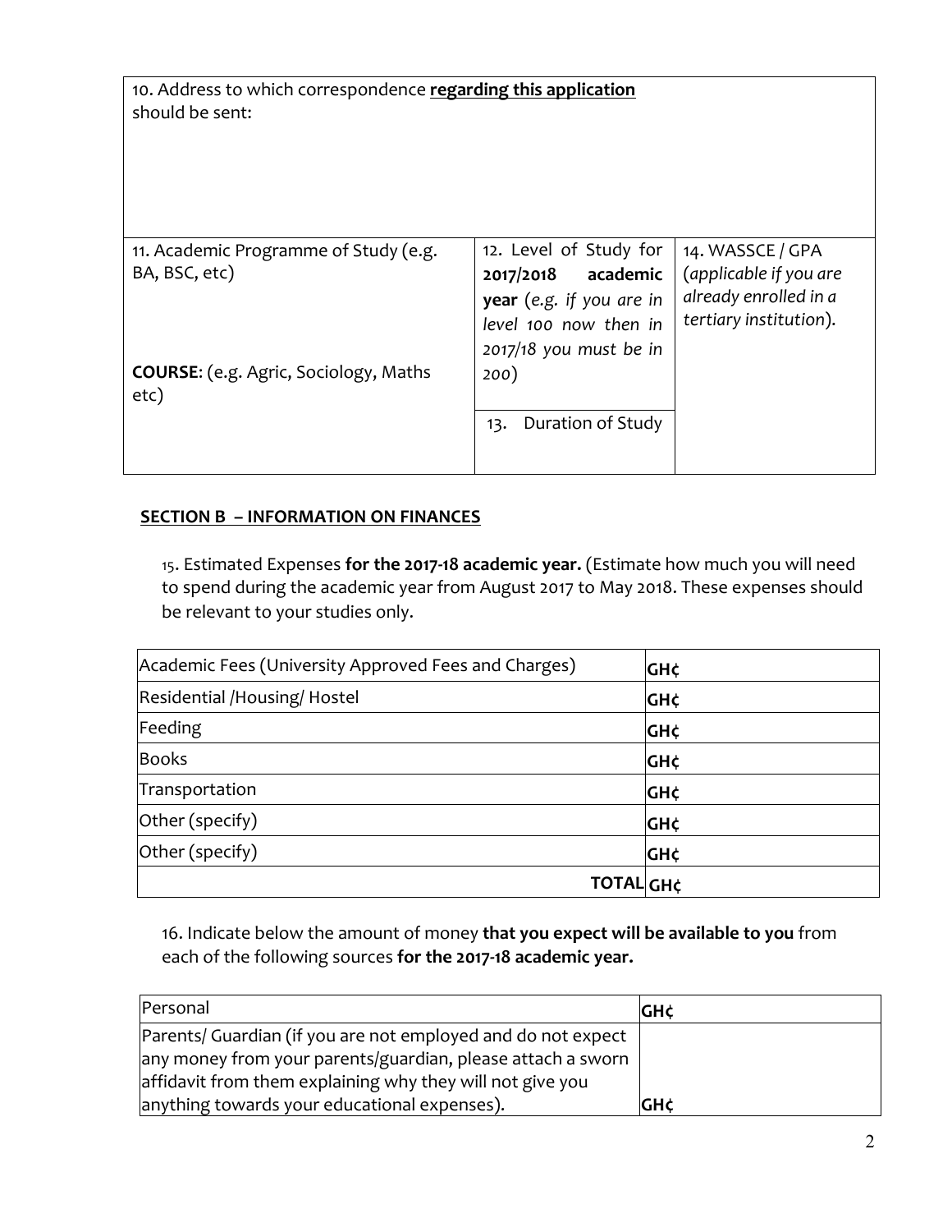| 10. Address to which correspondence **regarding this application** should be sent: | | |
|---|---|---|
| 11. Academic Programme of Study (e.g. BA, BSC, etc)<br><br>**COURSE**: (e.g. Agric, Sociology, Maths etc) | 12. Level of Study for **2017/2018 academic year** (*e.g. if you are in level 100 now then in 2017/18 you must be in 200*)<br><br>13. Duration of Study | 14. WASSCE / GPA (*applicable if you are already enrolled in a tertiary institution*). |

## SECTION B – INFORMATION ON FINANCES

15. Estimated Expenses **for the 2017-18 academic year.** (Estimate how much you will need to spend during the academic year from August 2017 to May 2018. These expenses should be relevant to your studies only.

| Academic Fees (University Approved Fees and Charges) | **GH¢** |
|---|---|
| Residential /Housing/ Hostel | **GH¢** |
| Feeding | **GH¢** |
| Books | **GH¢** |
| Transportation | **GH¢** |
| Other (specify) | **GH¢** |
| Other (specify) | **GH¢** |
| **TOTAL** | **GH¢** |

16. Indicate below the amount of money **that you expect will be available to you** from each of the following sources **for the 2017-18 academic year.**

| Personal | **GH¢** |
|---|---|
| Parents/ Guardian (if you are not employed and do not expect any money from your parents/guardian, please attach a sworn affidavit from them explaining why they will not give you anything towards your educational expenses). | **GH¢** |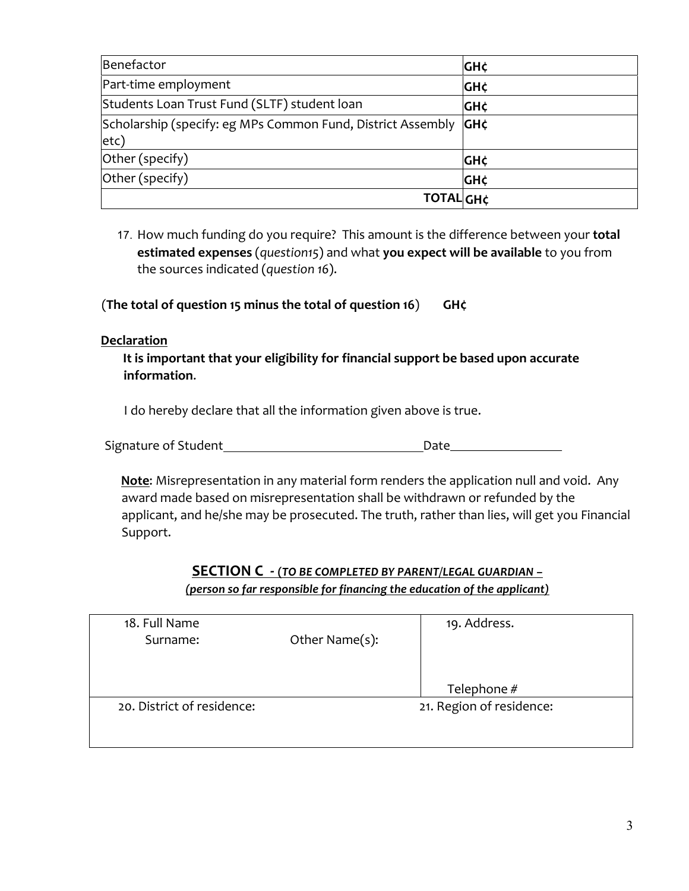| Benefactor | GH¢ |
|---|---|
| Part-time employment | GH¢ |
| Students Loan Trust Fund (SLTF) student loan | GH¢ |
| Scholarship (specify: eg MPs Common Fund, District Assembly etc) | GH¢ |
| Other (specify) | GH¢ |
| Other (specify) | GH¢ |
| **TOTAL** | GH¢ |

17. How much funding do you require? This amount is the difference between your **total estimated expenses** (*question15*) and what **you expect will be available** to you from the sources indicated (*question 16*).

(**The total of question 15 minus the total of question 16**) **GH¢**

**Declaration**

**It is important that your eligibility for financial support be based upon accurate information.**

I do hereby declare that all the information given above is true.

Signature of Student________________________________Date__________________

**Note**: Misrepresentation in any material form renders the application null and void. Any award made based on misrepresentation shall be withdrawn or refunded by the applicant, and he/she may be prosecuted. The truth, rather than lies, will get you Financial Support.

## SECTION C - (*TO BE COMPLETED BY PARENT/LEGAL GUARDIAN – (person so far responsible for financing the education of the applicant)*)

| 18. Full Name<br>Surname: Other Name(s): | 19. Address.<br><br>Telephone # |
|---|---|
| 20. District of residence: | 21. Region of residence: |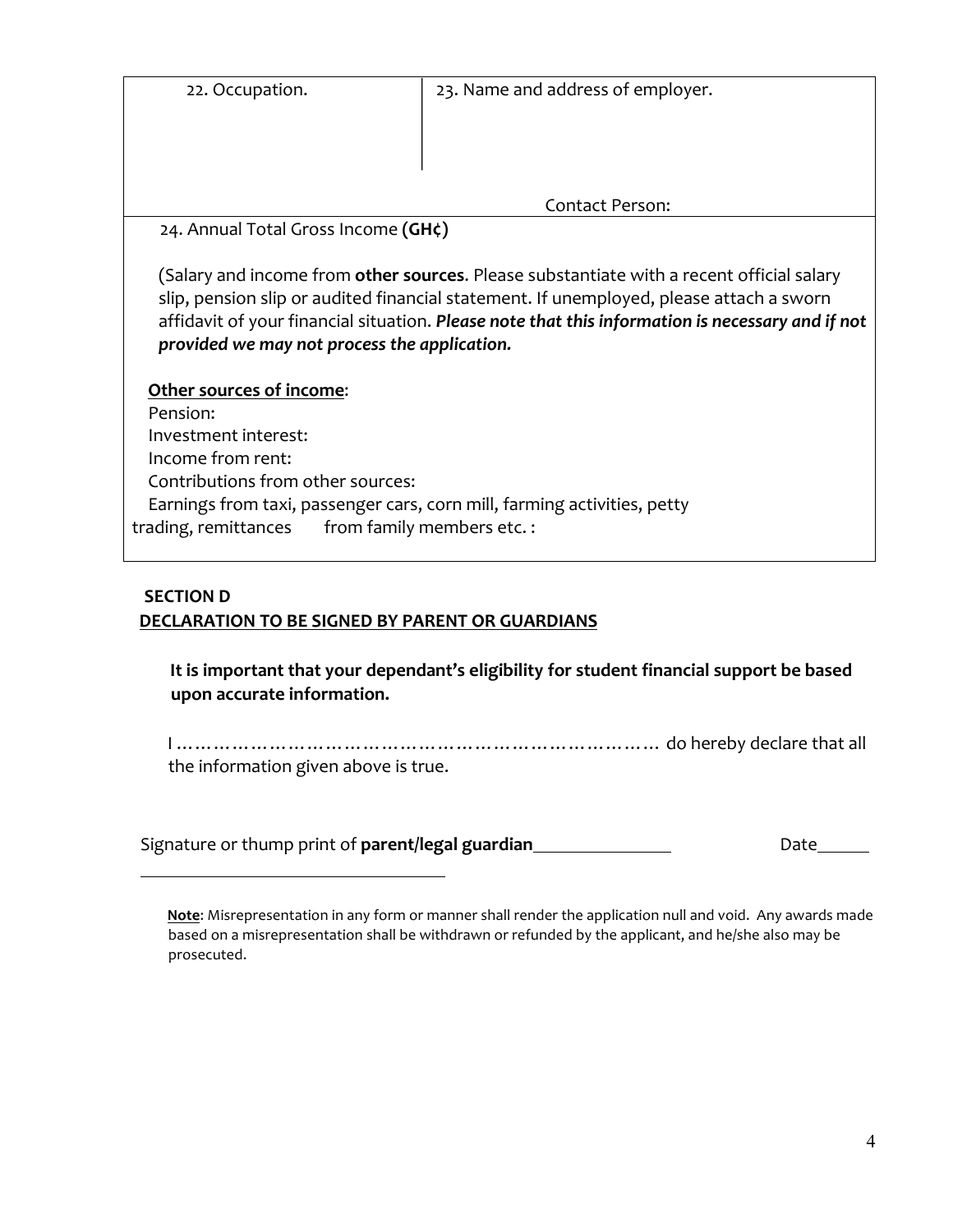| 22. Occupation. | 23. Name and address of employer.<br><br><br><br>Contact Person: |
| --- | --- |

24. Annual Total Gross Income **(GH¢)**

(Salary and income from **other sources**. Please substantiate with a recent official salary slip, pension slip or audited financial statement. If unemployed, please attach a sworn affidavit of your financial situation. ***Please note that this information is necessary and if not provided we may not process the application.***

**Other sources of income**:

Pension:

Investment interest:

Income from rent:

Contributions from other sources:

Earnings from taxi, passenger cars, corn mill, farming activities, petty trading, remittances from family members etc. :

**SECTION D**

**DECLARATION TO BE SIGNED BY PARENT OR GUARDIANS**

**It is important that your dependant's eligibility for student financial support be based upon accurate information.**

I ……………………………………………………………………… do hereby declare that all the information given above is true.

Signature or thump print of **parent/legal guardian**_______________ Date______

_________________________________

**Note**: Misrepresentation in any form or manner shall render the application null and void. Any awards made based on a misrepresentation shall be withdrawn or refunded by the applicant, and he/she also may be prosecuted.